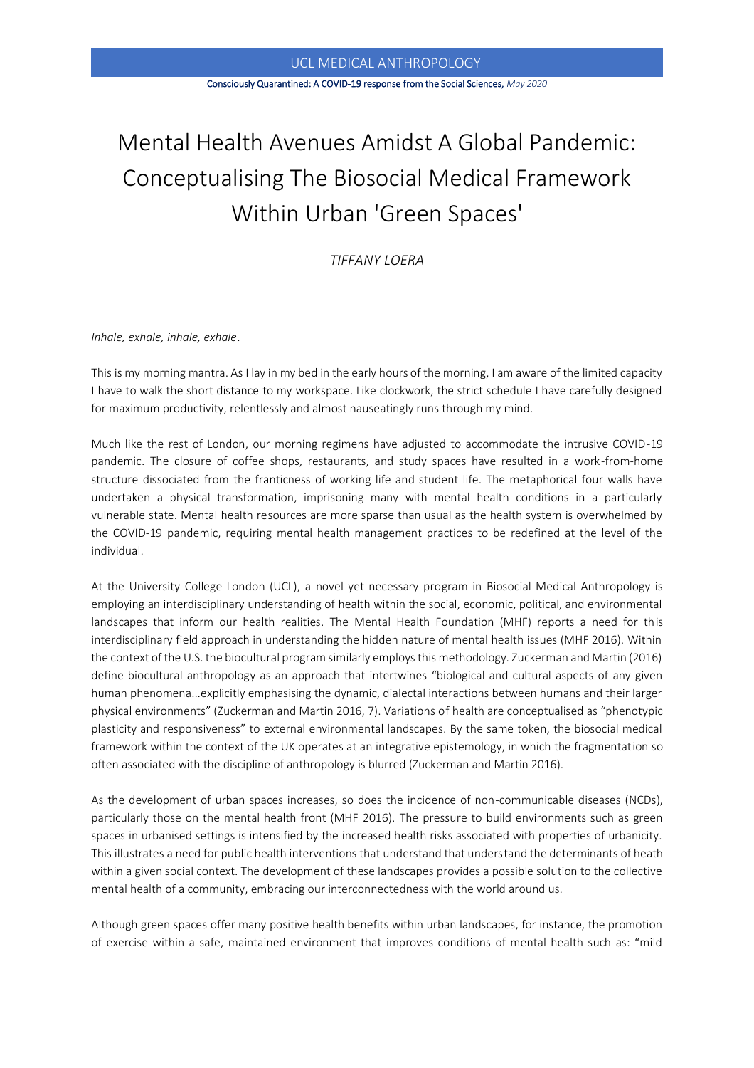# Mental Health Avenues Amidst A Global Pandemic: Conceptualising The Biosocial Medical Framework Within Urban 'Green Spaces'

*TIFFANY LOERA*

*Inhale, exhale, inhale, exhale*.

This is my morning mantra. As I lay in my bed in the early hours of the morning, I am aware of the limited capacity I have to walk the short distance to my workspace. Like clockwork, the strict schedule I have carefully designed for maximum productivity, relentlessly and almost nauseatingly runs through my mind.

Much like the rest of London, our morning regimens have adjusted to accommodate the intrusive COVID-19 pandemic. The closure of coffee shops, restaurants, and study spaces have resulted in a work-from-home structure dissociated from the franticness of working life and student life. The metaphorical four walls have undertaken a physical transformation, imprisoning many with mental health conditions in a particularly vulnerable state. Mental health resources are more sparse than usual as the health system is overwhelmed by the COVID-19 pandemic, requiring mental health management practices to be redefined at the level of the individual.

At the University College London (UCL), a novel yet necessary program in Biosocial Medical Anthropology is employing an interdisciplinary understanding of health within the social, economic, political, and environmental landscapes that inform our health realities. The Mental Health Foundation (MHF) reports a need for this interdisciplinary field approach in understanding the hidden nature of mental health issues (MHF 2016). Within the context of the U.S. the biocultural program similarly employs this methodology. Zuckerman and Martin (2016) define biocultural anthropology as an approach that intertwines "biological and cultural aspects of any given human phenomena…explicitly emphasising the dynamic, dialectal interactions between humans and their larger physical environments" (Zuckerman and Martin 2016, 7). Variations of health are conceptualised as "phenotypic plasticity and responsiveness" to external environmental landscapes. By the same token, the biosocial medical framework within the context of the UK operates at an integrative epistemology, in which the fragmentation so often associated with the discipline of anthropology is blurred (Zuckerman and Martin 2016).

As the development of urban spaces increases, so does the incidence of non-communicable diseases (NCDs), particularly those on the mental health front (MHF 2016). The pressure to build environments such as green spaces in urbanised settings is intensified by the increased health risks associated with properties of urbanicity. This illustrates a need for public health interventions that understand that understand the determinants of heath within a given social context. The development of these landscapes provides a possible solution to the collective mental health of a community, embracing our interconnectedness with the world around us.

Although green spaces offer many positive health benefits within urban landscapes, for instance, the promotion of exercise within a safe, maintained environment that improves conditions of mental health such as: "mild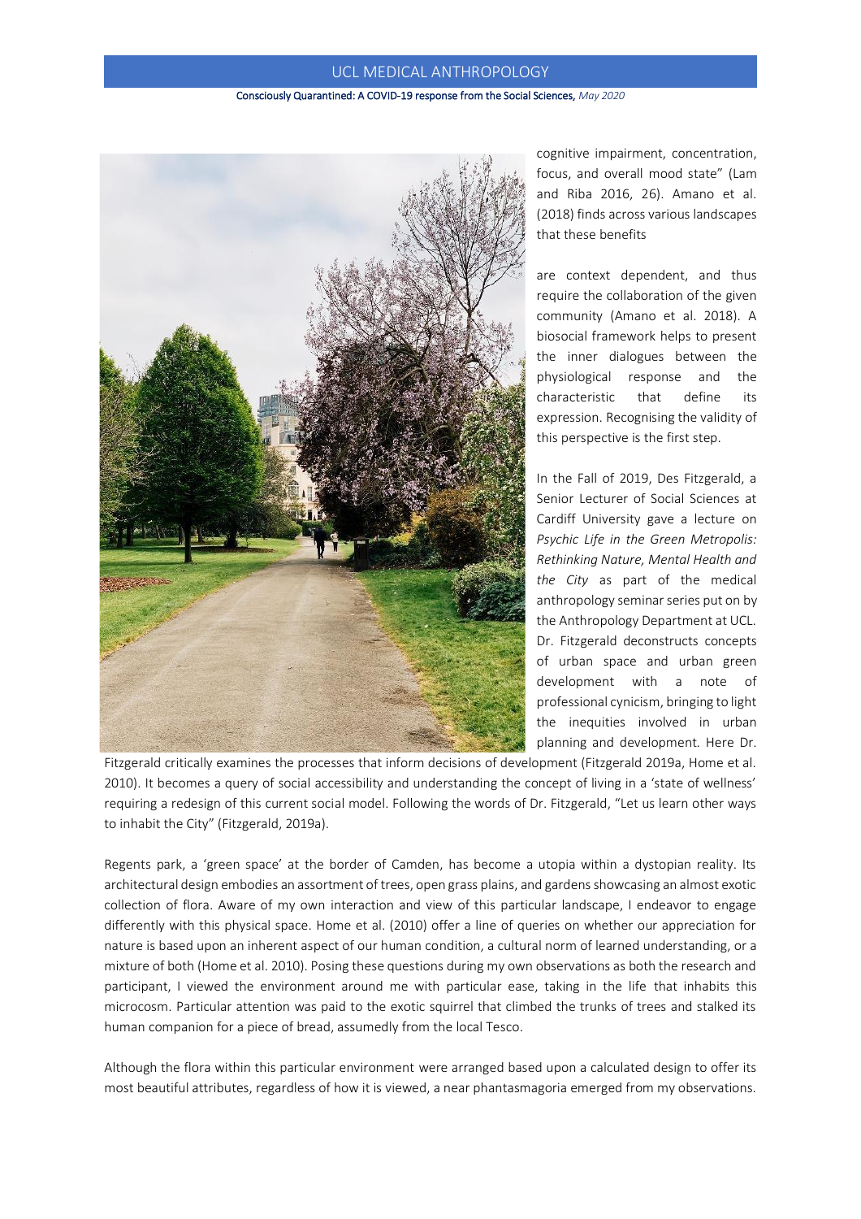cognitive impairment, concentration, focus, and overall mood state" (Lam and Riba 2016, 26). Amano et al. (2018) finds across various landscapes that these benefits

are context dependent, and thus require the collaboration of the given community (Amano et al. 2018). A biosocial framework helps to present the inner dialogues between the physiological response and the characteristic that define its expression. Recognising the validity of this perspective is the first step.

In the Fall of 2019, Des Fitzgerald, a Senior Lecturer of Social Sciences at Cardiff University gave a lecture on *Psychic Life in the Green Metropolis: Rethinking Nature, Mental Health and the City* as part of the medical anthropology seminar series put on by the Anthropology Department at UCL. Dr. Fitzgerald deconstructs concepts of urban space and urban green development with a note of professional cynicism, bringing to light the inequities involved in urban planning and development. Here Dr. Fitzgerald critically examines the processes that inform decisions of development (Fitzgerald 2019a, Home et al. 2010). It becomes a query of social accessibility and understanding the concept of living in a 'state of wellness' requiring a redesign of this current social model. Following the words of Dr. Fitzgerald, "Let us learn other ways to inhabit the City" (Fitzgerald, 2019a).

Regents park, a 'green space' at the border of Camden, has become a utopia within a dystopian reality. Its architectural design embodies an assortment of trees, open grass plains, and gardens showcasing an almost exotic collection of flora. Aware of my own interaction and view of this particular landscape, I endeavor to engage differently with this physical space. Home et al. (2010) offer a line of queries on whether our appreciation for nature is based upon an inherent aspect of our human condition, a cultural norm of learned understanding, or a mixture of both (Home et al. 2010). Posing these questions during my own observations as both the research and participant, I viewed the environment around me with particular ease, taking in the life that inhabits this microcosm. Particular attention was paid to the exotic squirrel that climbed the trunks of trees and stalked its human companion for a piece of bread, assumedly from the local Tesco.

Although the flora within this particular environment were arranged based upon a calculated design to offer its most beautiful attributes, regardless of how it is viewed, a near phantasmagoria emerged from my observations.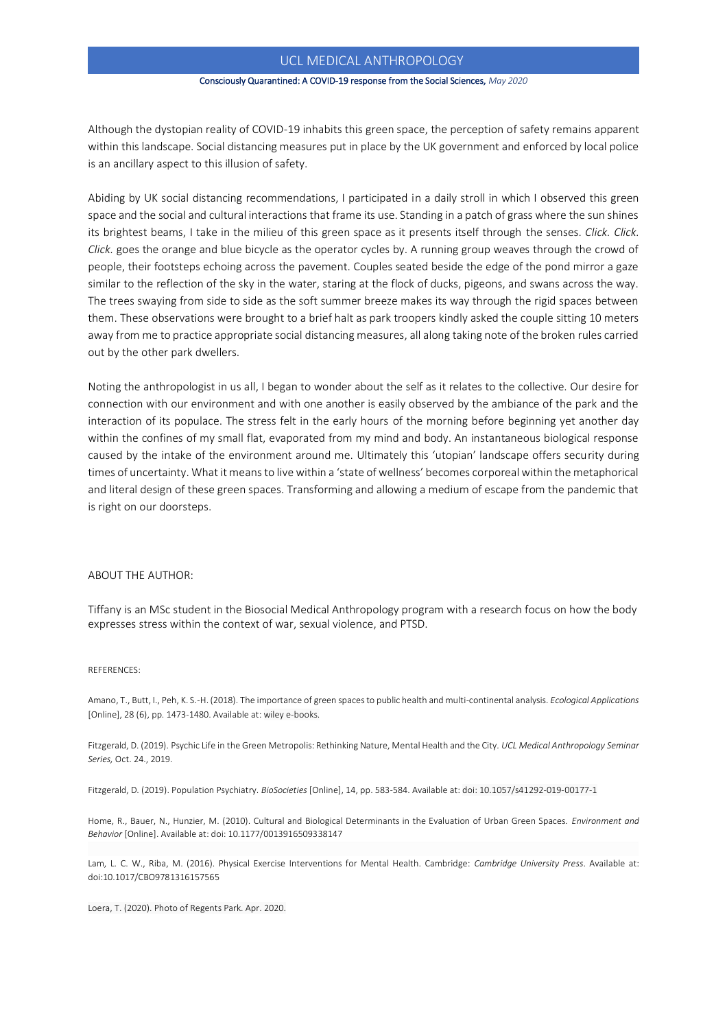Although the dystopian reality of COVID-19 inhabits this green space, the perception of safety remains apparent within this landscape. Social distancing measures put in place by the UK government and enforced by local police is an ancillary aspect to this illusion of safety.

Abiding by UK social distancing recommendations, I participated in a daily stroll in which I observed this green space and the social and cultural interactions that frame its use. Standing in a patch of grass where the sun shines its brightest beams, I take in the milieu of this green space as it presents itself through the senses. *Click. Click. Click.* goes the orange and blue bicycle as the operator cycles by. A running group weaves through the crowd of people, their footsteps echoing across the pavement. Couples seated beside the edge of the pond mirror a gaze similar to the reflection of the sky in the water, staring at the flock of ducks, pigeons, and swans across the way. The trees swaying from side to side as the soft summer breeze makes its way through the rigid spaces between them. These observations were brought to a brief halt as park troopers kindly asked the couple sitting 10 meters away from me to practice appropriate social distancing measures, all along taking note of the broken rules carried out by the other park dwellers.

Noting the anthropologist in us all, I began to wonder about the self as it relates to the collective. Our desire for connection with our environment and with one another is easily observed by the ambiance of the park and the interaction of its populace. The stress felt in the early hours of the morning before beginning yet another day within the confines of my small flat, evaporated from my mind and body. An instantaneous biological response caused by the intake of the environment around me. Ultimately this 'utopian' landscape offers security during times of uncertainty. What it means to live within a 'state of wellness' becomes corporeal within the metaphorical and literal design of these green spaces. Transforming and allowing a medium of escape from the pandemic that is right on our doorsteps.

ABOUT THE AUTHOR:

Tiffany is an MSc student in the Biosocial Medical Anthropology program with a research focus on how the body expresses stress within the context of war, sexual violence, and PTSD.

REFERENCES:

Amano, T., Butt, I., Peh, K. S.-H. (2018). The importance of green spaces to public health and multi-continental analysis. *Ecological Applications* [Online], 28 (6), pp. 1473-1480. Available at: wiley e-books.

Fitzgerald, D. (2019). Psychic Life in the Green Metropolis: Rethinking Nature, Mental Health and the City. *UCL Medical Anthropology Seminar Series,* Oct. 24., 2019.

Fitzgerald, D. (2019). Population Psychiatry. *BioSocieties* [Online], 14, pp. 583-584. Available at: doi: 10.1057/s41292-019-00177-1

Home, R., Bauer, N., Hunzier, M. (2010). Cultural and Biological Determinants in the Evaluation of Urban Green Spaces. *Environment and Behavior* [Online]. Available at: doi: 10.1177/0013916509338147

Lam, L. C. W., Riba, M. (2016). Physical Exercise Interventions for Mental Health. Cambridge: *Cambridge University Press*. Available at: doi:10.1017/CBO9781316157565

Loera, T. (2020). Photo of Regents Park. Apr. 2020.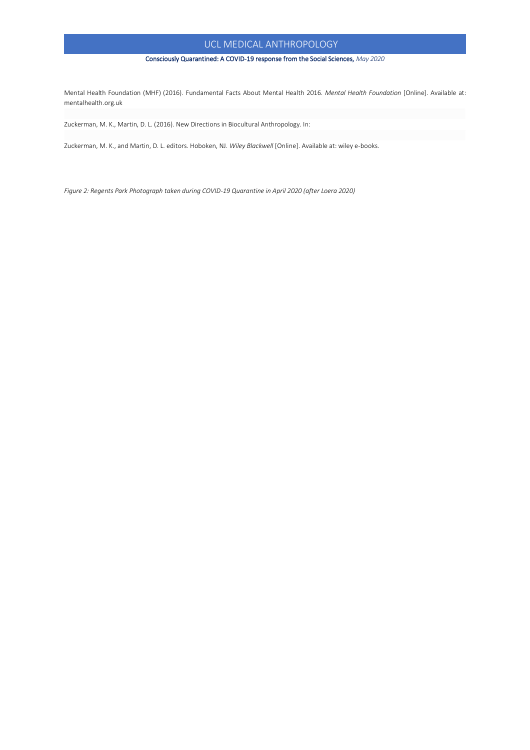Mental Health Foundation (MHF) (2016). Fundamental Facts About Mental Health 2016. *Mental Health Foundation* [Online]. Available at: mentalhealth.org.uk

Zuckerman, M. K., Martin, D. L. (2016). New Directions in Biocultural Anthropology. In:

Zuckerman, M. K., and Martin, D. L. editors. Hoboken, NJ. *Wiley Blackwell* [Online]. Available at: wiley e-books.

*Figure 2: Regents Park Photograph taken during COVID-19 Quarantine in April 2020 (after Loera 2020)*